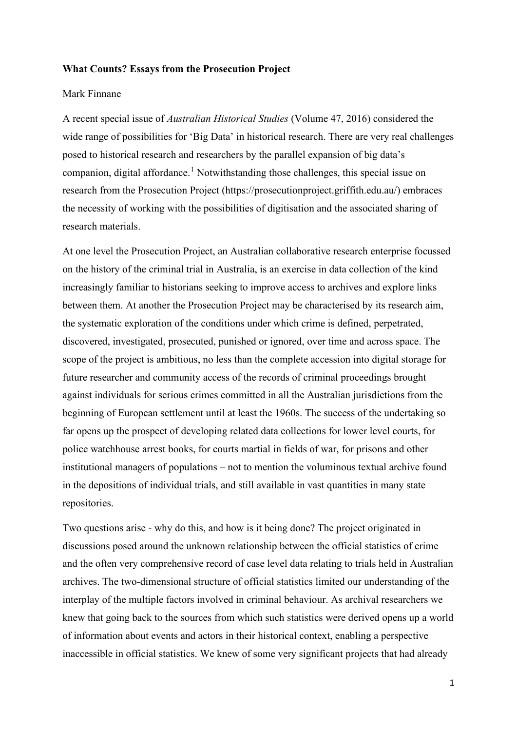**What Counts? Essays from the Prosecution Project**

Mark Finnane

A recent special issue of *Australian Historical Studies* (Volume 47, 2016) considered the wide range of possibilities for 'Big Data' in historical research. There are very real challenges posed to historical research and researchers by the parallel expansion of big data's companion, digital affordance.[1] Notwithstanding those challenges, this special issue on research from the Prosecution Project (https://prosecutionproject.griffith.edu.au/) embraces the necessity of working with the possibilities of digitisation and the associated sharing of research materials.

At one level the Prosecution Project, an Australian collaborative research enterprise focussed on the history of the criminal trial in Australia, is an exercise in data collection of the kind increasingly familiar to historians seeking to improve access to archives and explore links between them. At another the Prosecution Project may be characterised by its research aim, the systematic exploration of the conditions under which crime is defined, perpetrated, discovered, investigated, prosecuted, punished or ignored, over time and across space. The scope of the project is ambitious, no less than the complete accession into digital storage for future researcher and community access of the records of criminal proceedings brought against individuals for serious crimes committed in all the Australian jurisdictions from the beginning of European settlement until at least the 1960s. The success of the undertaking so far opens up the prospect of developing related data collections for lower level courts, for police watchhouse arrest books, for courts martial in fields of war, for prisons and other institutional managers of populations – not to mention the voluminous textual archive found in the depositions of individual trials, and still available in vast quantities in many state repositories.

Two questions arise - why do this, and how is it being done? The project originated in discussions posed around the unknown relationship between the official statistics of crime and the often very comprehensive record of case level data relating to trials held in Australian archives. The two-dimensional structure of official statistics limited our understanding of the interplay of the multiple factors involved in criminal behaviour. As archival researchers we knew that going back to the sources from which such statistics were derived opens up a world of information about events and actors in their historical context, enabling a perspective inaccessible in official statistics. We knew of some very significant projects that had already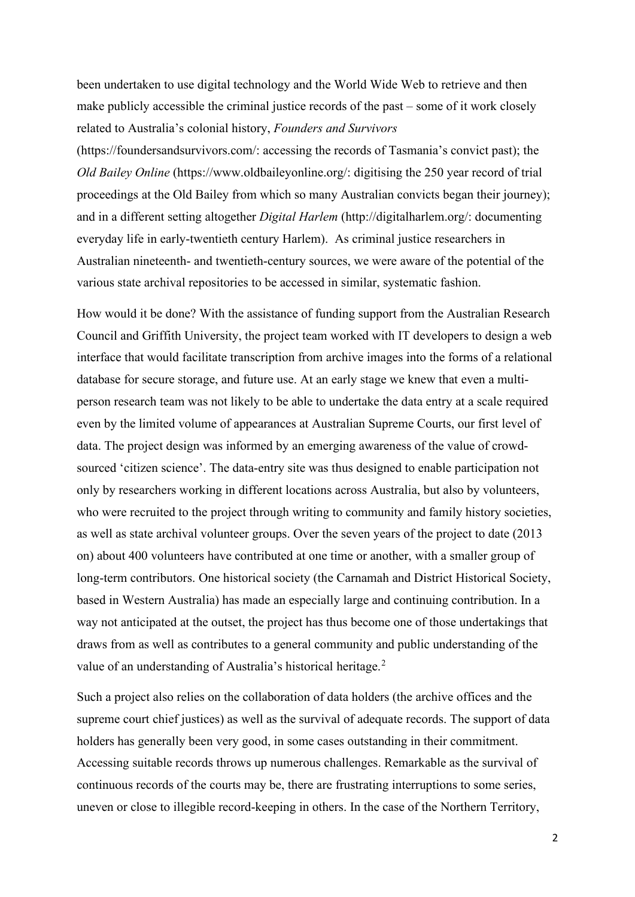been undertaken to use digital technology and the World Wide Web to retrieve and then make publicly accessible the criminal justice records of the past – some of it work closely related to Australia's colonial history, *Founders and Survivors* (https://foundersandsurvivors.com/: accessing the records of Tasmania's convict past); the *Old Bailey Online* (https://www.oldbaileyonline.org/: digitising the 250 year record of trial proceedings at the Old Bailey from which so many Australian convicts began their journey); and in a different setting altogether *Digital Harlem* (http://digitalharlem.org/: documenting everyday life in early-twentieth century Harlem). As criminal justice researchers in Australian nineteenth- and twentieth-century sources, we were aware of the potential of the various state archival repositories to be accessed in similar, systematic fashion.

How would it be done? With the assistance of funding support from the Australian Research Council and Griffith University, the project team worked with IT developers to design a web interface that would facilitate transcription from archive images into the forms of a relational database for secure storage, and future use. At an early stage we knew that even a multi-person research team was not likely to be able to undertake the data entry at a scale required even by the limited volume of appearances at Australian Supreme Courts, our first level of data. The project design was informed by an emerging awareness of the value of crowd-sourced 'citizen science'. The data-entry site was thus designed to enable participation not only by researchers working in different locations across Australia, but also by volunteers, who were recruited to the project through writing to community and family history societies, as well as state archival volunteer groups. Over the seven years of the project to date (2013 on) about 400 volunteers have contributed at one time or another, with a smaller group of long-term contributors. One historical society (the Carnamah and District Historical Society, based in Western Australia) has made an especially large and continuing contribution. In a way not anticipated at the outset, the project has thus become one of those undertakings that draws from as well as contributes to a general community and public understanding of the value of an understanding of Australia's historical heritage.[2]

Such a project also relies on the collaboration of data holders (the archive offices and the supreme court chief justices) as well as the survival of adequate records. The support of data holders has generally been very good, in some cases outstanding in their commitment. Accessing suitable records throws up numerous challenges. Remarkable as the survival of continuous records of the courts may be, there are frustrating interruptions to some series, uneven or close to illegible record-keeping in others. In the case of the Northern Territory,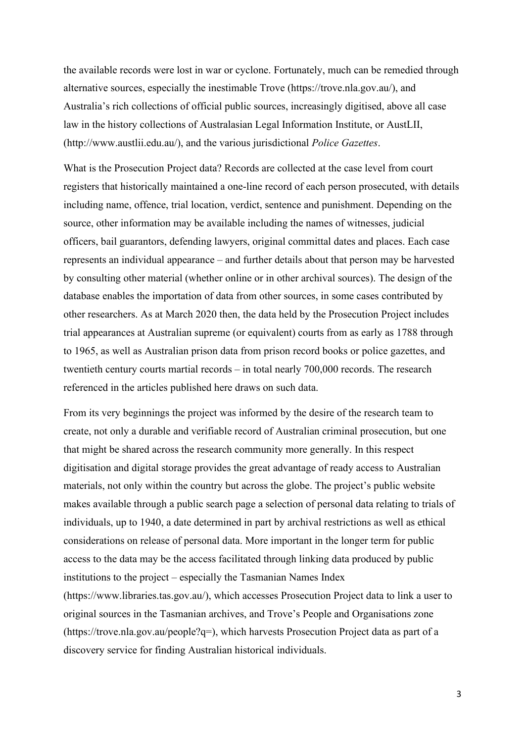the available records were lost in war or cyclone. Fortunately, much can be remedied through alternative sources, especially the inestimable Trove (https://trove.nla.gov.au/), and Australia's rich collections of official public sources, increasingly digitised, above all case law in the history collections of Australasian Legal Information Institute, or AustLII, (http://www.austlii.edu.au/), and the various jurisdictional *Police Gazettes*.

What is the Prosecution Project data? Records are collected at the case level from court registers that historically maintained a one-line record of each person prosecuted, with details including name, offence, trial location, verdict, sentence and punishment. Depending on the source, other information may be available including the names of witnesses, judicial officers, bail guarantors, defending lawyers, original committal dates and places. Each case represents an individual appearance – and further details about that person may be harvested by consulting other material (whether online or in other archival sources). The design of the database enables the importation of data from other sources, in some cases contributed by other researchers. As at March 2020 then, the data held by the Prosecution Project includes trial appearances at Australian supreme (or equivalent) courts from as early as 1788 through to 1965, as well as Australian prison data from prison record books or police gazettes, and twentieth century courts martial records – in total nearly 700,000 records. The research referenced in the articles published here draws on such data.

From its very beginnings the project was informed by the desire of the research team to create, not only a durable and verifiable record of Australian criminal prosecution, but one that might be shared across the research community more generally. In this respect digitisation and digital storage provides the great advantage of ready access to Australian materials, not only within the country but across the globe. The project's public website makes available through a public search page a selection of personal data relating to trials of individuals, up to 1940, a date determined in part by archival restrictions as well as ethical considerations on release of personal data. More important in the longer term for public access to the data may be the access facilitated through linking data produced by public institutions to the project – especially the Tasmanian Names Index (https://www.libraries.tas.gov.au/), which accesses Prosecution Project data to link a user to original sources in the Tasmanian archives, and Trove's People and Organisations zone (https://trove.nla.gov.au/people?q=), which harvests Prosecution Project data as part of a discovery service for finding Australian historical individuals.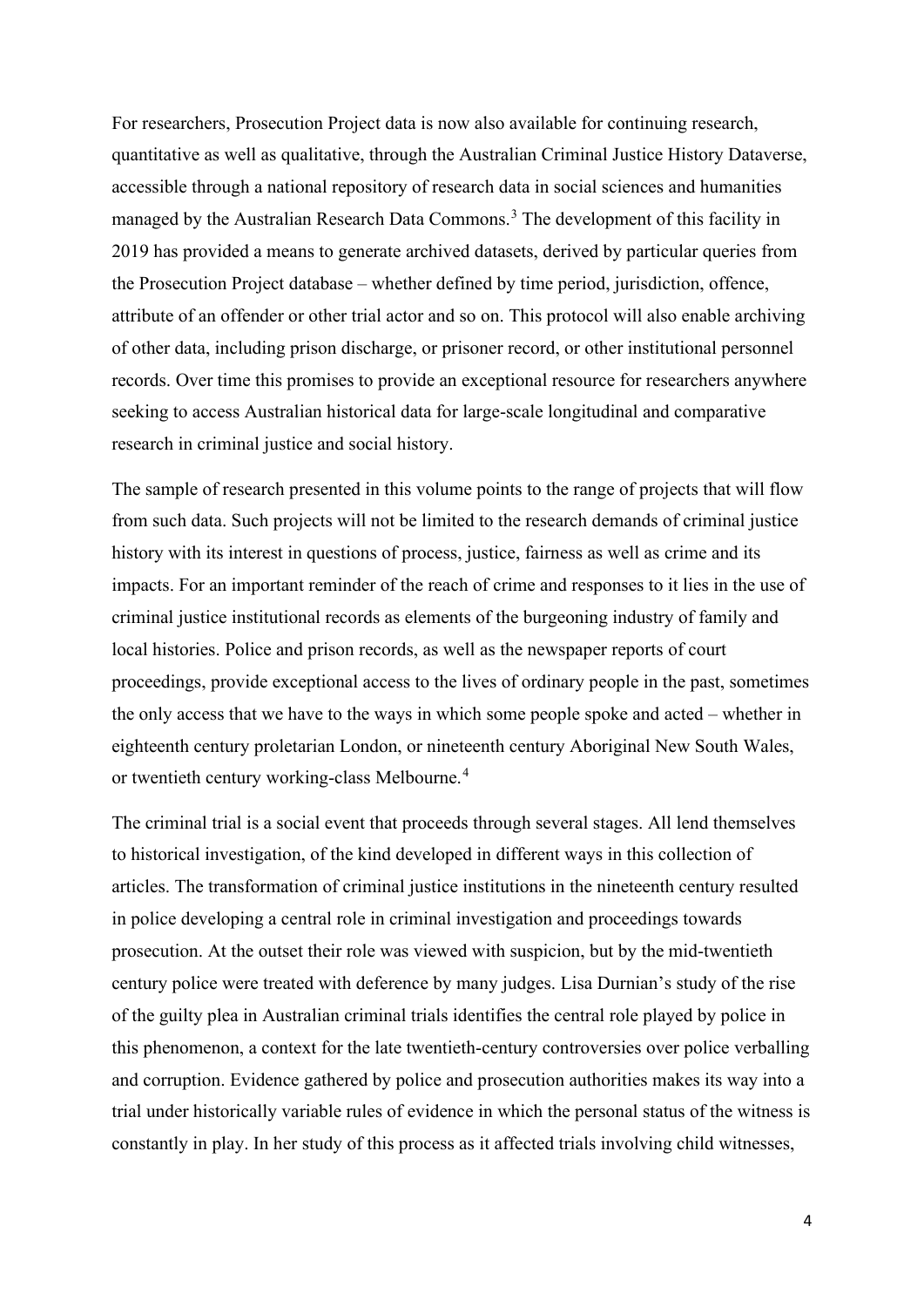For researchers, Prosecution Project data is now also available for continuing research, quantitative as well as qualitative, through the Australian Criminal Justice History Dataverse, accessible through a national repository of research data in social sciences and humanities managed by the Australian Research Data Commons.[3] The development of this facility in 2019 has provided a means to generate archived datasets, derived by particular queries from the Prosecution Project database – whether defined by time period, jurisdiction, offence, attribute of an offender or other trial actor and so on. This protocol will also enable archiving of other data, including prison discharge, or prisoner record, or other institutional personnel records. Over time this promises to provide an exceptional resource for researchers anywhere seeking to access Australian historical data for large-scale longitudinal and comparative research in criminal justice and social history.

The sample of research presented in this volume points to the range of projects that will flow from such data. Such projects will not be limited to the research demands of criminal justice history with its interest in questions of process, justice, fairness as well as crime and its impacts. For an important reminder of the reach of crime and responses to it lies in the use of criminal justice institutional records as elements of the burgeoning industry of family and local histories. Police and prison records, as well as the newspaper reports of court proceedings, provide exceptional access to the lives of ordinary people in the past, sometimes the only access that we have to the ways in which some people spoke and acted – whether in eighteenth century proletarian London, or nineteenth century Aboriginal New South Wales, or twentieth century working-class Melbourne.[4]

The criminal trial is a social event that proceeds through several stages. All lend themselves to historical investigation, of the kind developed in different ways in this collection of articles. The transformation of criminal justice institutions in the nineteenth century resulted in police developing a central role in criminal investigation and proceedings towards prosecution. At the outset their role was viewed with suspicion, but by the mid-twentieth century police were treated with deference by many judges. Lisa Durnian's study of the rise of the guilty plea in Australian criminal trials identifies the central role played by police in this phenomenon, a context for the late twentieth-century controversies over police verballing and corruption. Evidence gathered by police and prosecution authorities makes its way into a trial under historically variable rules of evidence in which the personal status of the witness is constantly in play. In her study of this process as it affected trials involving child witnesses,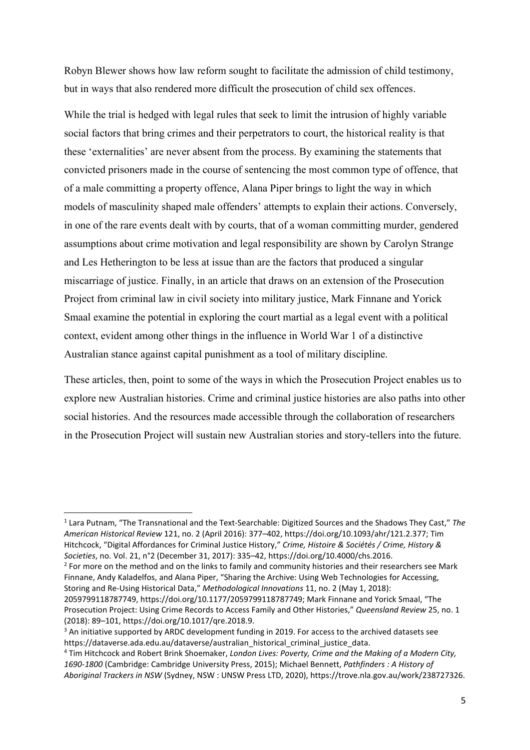Robyn Blewer shows how law reform sought to facilitate the admission of child testimony, but in ways that also rendered more difficult the prosecution of child sex offences.

While the trial is hedged with legal rules that seek to limit the intrusion of highly variable social factors that bring crimes and their perpetrators to court, the historical reality is that these 'externalities' are never absent from the process. By examining the statements that convicted prisoners made in the course of sentencing the most common type of offence, that of a male committing a property offence, Alana Piper brings to light the way in which models of masculinity shaped male offenders' attempts to explain their actions. Conversely, in one of the rare events dealt with by courts, that of a woman committing murder, gendered assumptions about crime motivation and legal responsibility are shown by Carolyn Strange and Les Hetherington to be less at issue than are the factors that produced a singular miscarriage of justice. Finally, in an article that draws on an extension of the Prosecution Project from criminal law in civil society into military justice, Mark Finnane and Yorick Smaal examine the potential in exploring the court martial as a legal event with a political context, evident among other things in the influence in World War 1 of a distinctive Australian stance against capital punishment as a tool of military discipline.

These articles, then, point to some of the ways in which the Prosecution Project enables us to explore new Australian histories. Crime and criminal justice histories are also paths into other social histories. And the resources made accessible through the collaboration of researchers in the Prosecution Project will sustain new Australian stories and story-tellers into the future.

---

[1] Lara Putnam, "The Transnational and the Text-Searchable: Digitized Sources and the Shadows They Cast," *The American Historical Review* 121, no. 2 (April 2016): 377–402, https://doi.org/10.1093/ahr/121.2.377; Tim Hitchcock, "Digital Affordances for Criminal Justice History," *Crime, Histoire & Sociétés / Crime, History & Societies*, no. Vol. 21, n°2 (December 31, 2017): 335–42, https://doi.org/10.4000/chs.2016.

[2] For more on the method and on the links to family and community histories and their researchers see Mark Finnane, Andy Kaladelfos, and Alana Piper, "Sharing the Archive: Using Web Technologies for Accessing, Storing and Re-Using Historical Data," *Methodological Innovations* 11, no. 2 (May 1, 2018): 2059799118787749, https://doi.org/10.1177/2059799118787749; Mark Finnane and Yorick Smaal, "The Prosecution Project: Using Crime Records to Access Family and Other Histories," *Queensland Review* 25, no. 1 (2018): 89–101, https://doi.org/10.1017/qre.2018.9.

[3] An initiative supported by ARDC development funding in 2019. For access to the archived datasets see https://dataverse.ada.edu.au/dataverse/australian_historical_criminal_justice_data.

[4] Tim Hitchcock and Robert Brink Shoemaker, *London Lives: Poverty, Crime and the Making of a Modern City, 1690-1800* (Cambridge: Cambridge University Press, 2015); Michael Bennett, *Pathfinders : A History of Aboriginal Trackers in NSW* (Sydney, NSW : UNSW Press LTD, 2020), https://trove.nla.gov.au/work/238727326.